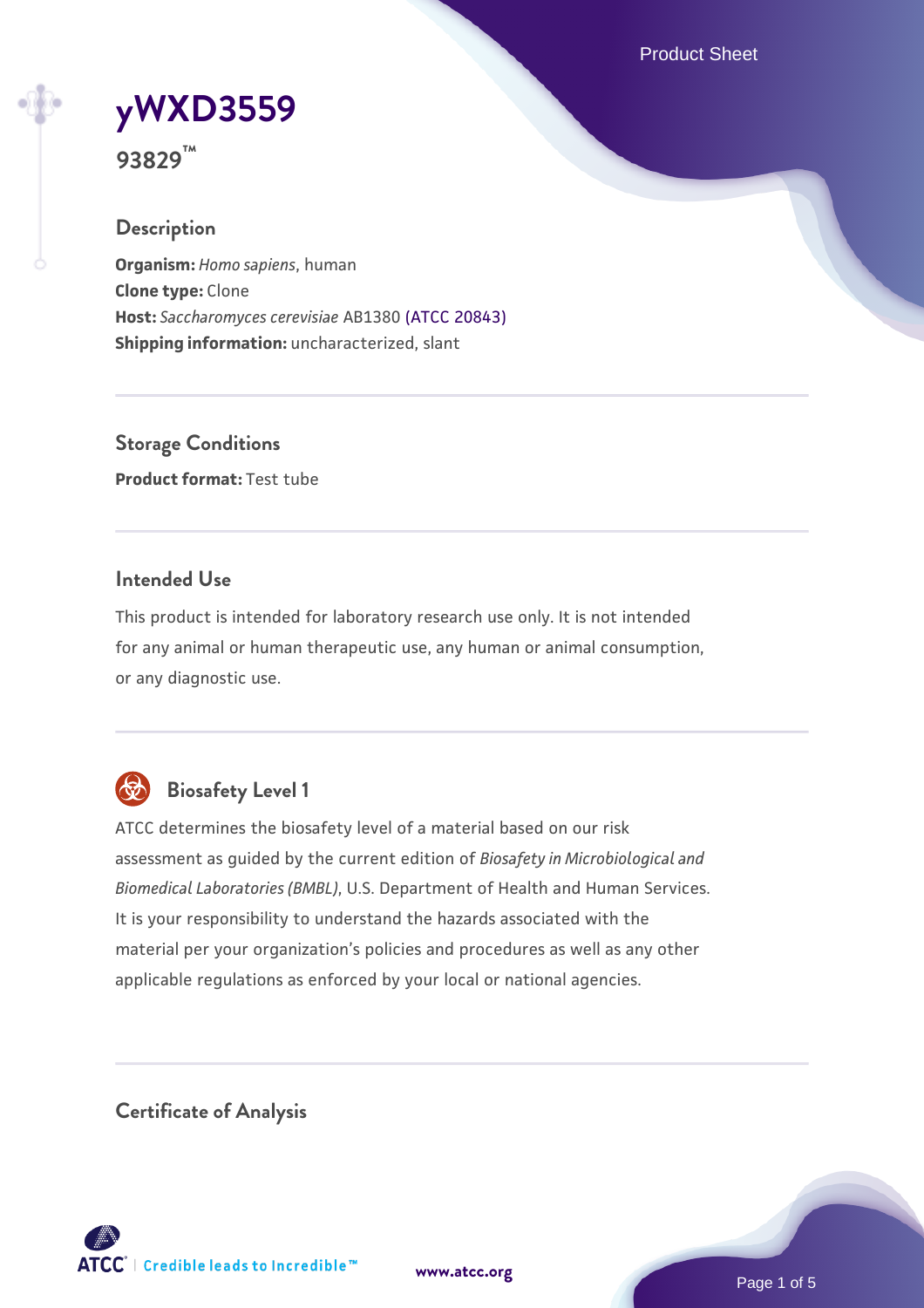# yWXD3559

**93829™**

## Description

**Organism:** *Homo sapiens*, human
**Clone type:** Clone
**Host:** *Saccharomyces cerevisiae* AB1380 (ATCC 20843)
**Shipping information:** uncharacterized, slant

## Storage Conditions

**Product format:** Test tube

## Intended Use

This product is intended for laboratory research use only. It is not intended for any animal or human therapeutic use, any human or animal consumption, or any diagnostic use.

## Biosafety Level 1

ATCC determines the biosafety level of a material based on our risk assessment as guided by the current edition of *Biosafety in Microbiological and Biomedical Laboratories (BMBL)*, U.S. Department of Health and Human Services. It is your responsibility to understand the hazards associated with the material per your organization's policies and procedures as well as any other applicable regulations as enforced by your local or national agencies.

## Certificate of Analysis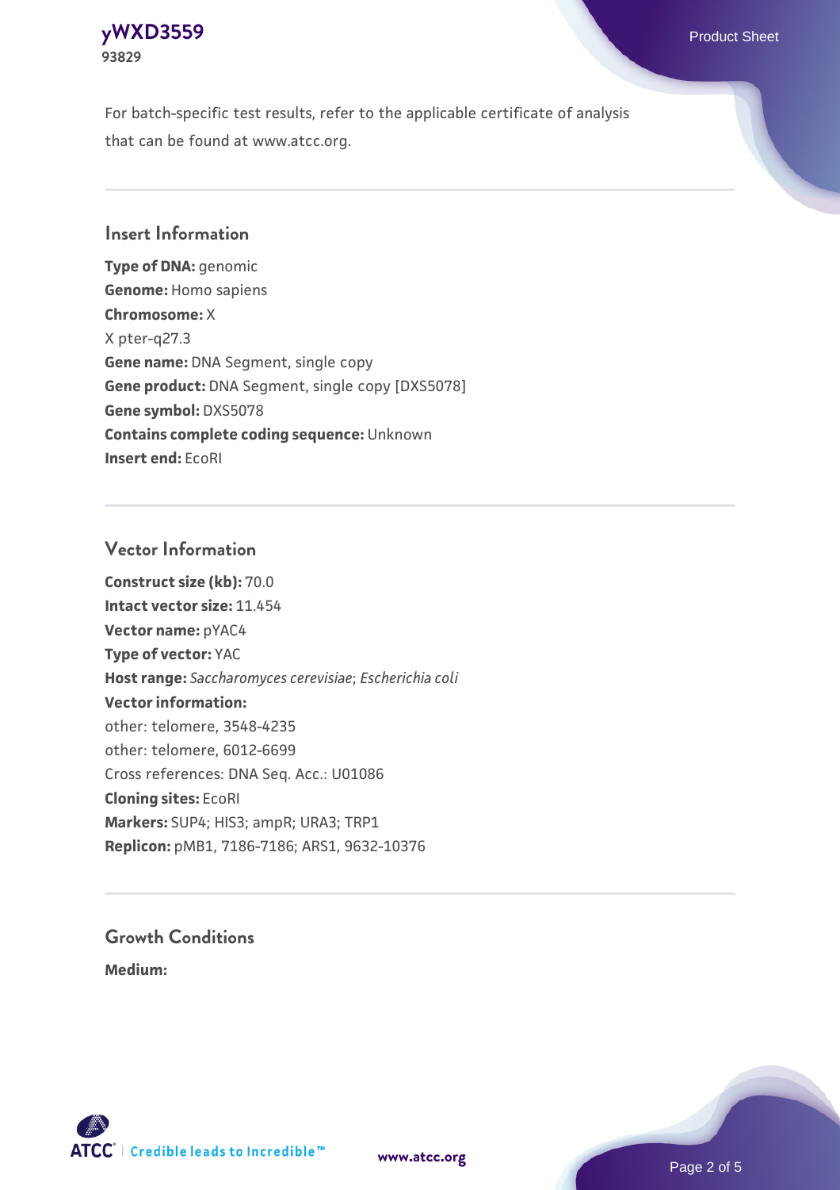For batch-specific test results, refer to the applicable certificate of analysis that can be found at www.atcc.org.

## Insert Information

**Type of DNA:** genomic
**Genome:** Homo sapiens
**Chromosome:** X
X pter-q27.3
**Gene name:** DNA Segment, single copy
**Gene product:** DNA Segment, single copy [DXS5078]
**Gene symbol:** DXS5078
**Contains complete coding sequence:** Unknown
**Insert end:** EcoRI

## Vector Information

**Construct size (kb):** 70.0
**Intact vector size:** 11.454
**Vector name:** pYAC4
**Type of vector:** YAC
**Host range:** *Saccharomyces cerevisiae*; *Escherichia coli*
**Vector information:**
other: telomere, 3548-4235
other: telomere, 6012-6699
Cross references: DNA Seq. Acc.: U01086
**Cloning sites:** EcoRI
**Markers:** SUP4; HIS3; ampR; URA3; TRP1
**Replicon:** pMB1, 7186-7186; ARS1, 9632-10376

## Growth Conditions

**Medium:**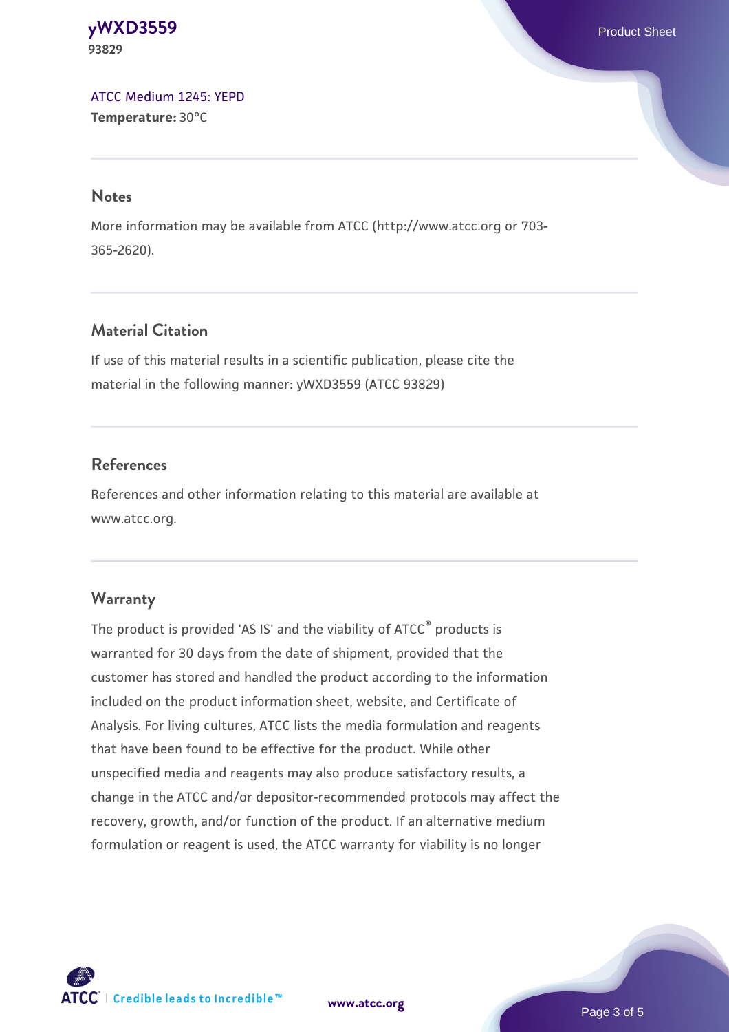ATCC Medium 1245: YEPD
**Temperature:** 30°C

## Notes

More information may be available from ATCC (http://www.atcc.org or 703-365-2620).

## Material Citation

If use of this material results in a scientific publication, please cite the material in the following manner: yWXD3559 (ATCC 93829)

## References

References and other information relating to this material are available at www.atcc.org.

## Warranty

The product is provided 'AS IS' and the viability of ATCC® products is warranted for 30 days from the date of shipment, provided that the customer has stored and handled the product according to the information included on the product information sheet, website, and Certificate of Analysis. For living cultures, ATCC lists the media formulation and reagents that have been found to be effective for the product. While other unspecified media and reagents may also produce satisfactory results, a change in the ATCC and/or depositor-recommended protocols may affect the recovery, growth, and/or function of the product. If an alternative medium formulation or reagent is used, the ATCC warranty for viability is no longer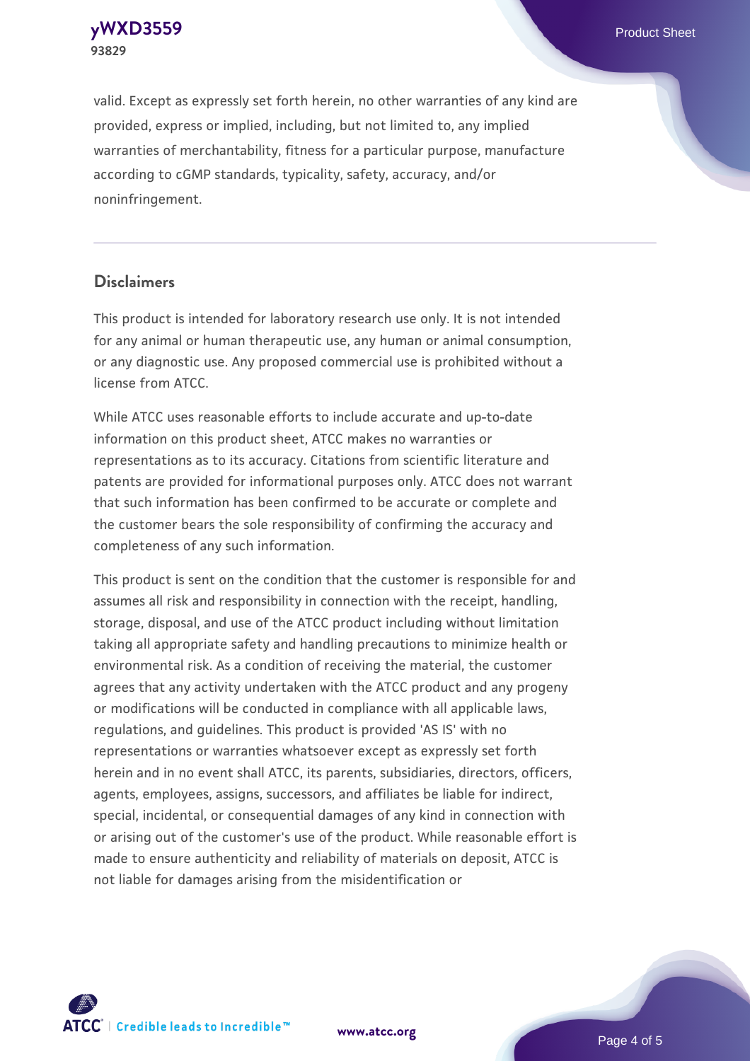valid. Except as expressly set forth herein, no other warranties of any kind are provided, express or implied, including, but not limited to, any implied warranties of merchantability, fitness for a particular purpose, manufacture according to cGMP standards, typicality, safety, accuracy, and/or noninfringement.

## Disclaimers

This product is intended for laboratory research use only. It is not intended for any animal or human therapeutic use, any human or animal consumption, or any diagnostic use. Any proposed commercial use is prohibited without a license from ATCC.

While ATCC uses reasonable efforts to include accurate and up-to-date information on this product sheet, ATCC makes no warranties or representations as to its accuracy. Citations from scientific literature and patents are provided for informational purposes only. ATCC does not warrant that such information has been confirmed to be accurate or complete and the customer bears the sole responsibility of confirming the accuracy and completeness of any such information.

This product is sent on the condition that the customer is responsible for and assumes all risk and responsibility in connection with the receipt, handling, storage, disposal, and use of the ATCC product including without limitation taking all appropriate safety and handling precautions to minimize health or environmental risk. As a condition of receiving the material, the customer agrees that any activity undertaken with the ATCC product and any progeny or modifications will be conducted in compliance with all applicable laws, regulations, and guidelines. This product is provided 'AS IS' with no representations or warranties whatsoever except as expressly set forth herein and in no event shall ATCC, its parents, subsidiaries, directors, officers, agents, employees, assigns, successors, and affiliates be liable for indirect, special, incidental, or consequential damages of any kind in connection with or arising out of the customer's use of the product. While reasonable effort is made to ensure authenticity and reliability of materials on deposit, ATCC is not liable for damages arising from the misidentification or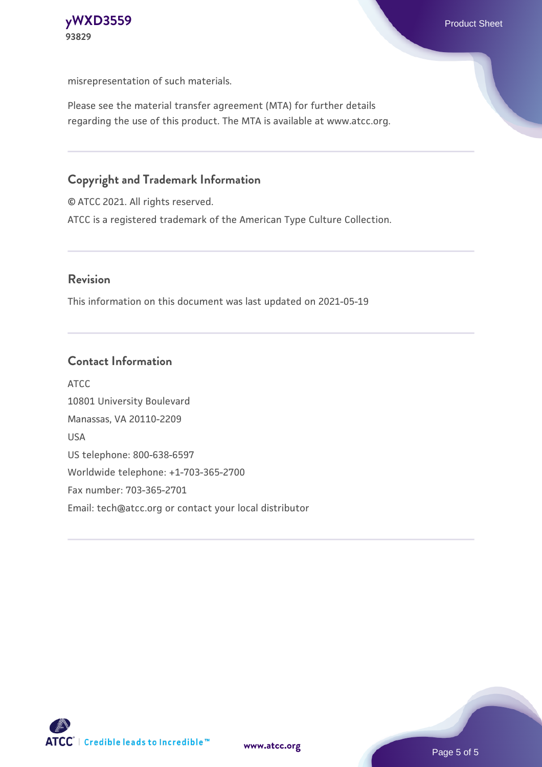misrepresentation of such materials.

Please see the material transfer agreement (MTA) for further details regarding the use of this product. The MTA is available at www.atcc.org.

## Copyright and Trademark Information

© ATCC 2021. All rights reserved.

ATCC is a registered trademark of the American Type Culture Collection.

## Revision

This information on this document was last updated on 2021-05-19

## Contact Information

ATCC
10801 University Boulevard
Manassas, VA 20110-2209
USA
US telephone: 800-638-6597
Worldwide telephone: +1-703-365-2700
Fax number: 703-365-2701
Email: tech@atcc.org or contact your local distributor